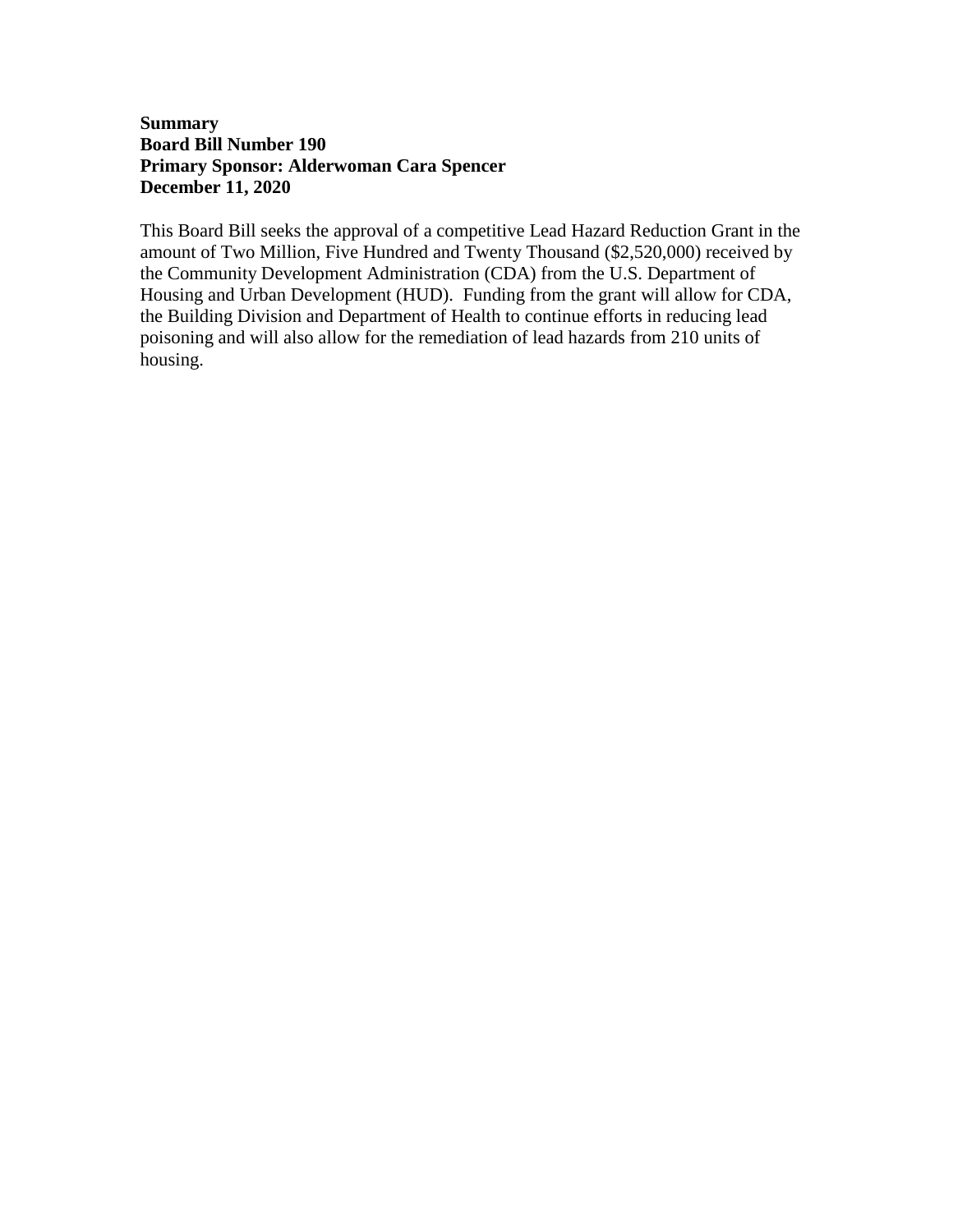**Summary**
**Board Bill Number 190**
**Primary Sponsor: Alderwoman Cara Spencer**
**December 11, 2020**

This Board Bill seeks the approval of a competitive Lead Hazard Reduction Grant in the amount of Two Million, Five Hundred and Twenty Thousand ($2,520,000) received by the Community Development Administration (CDA) from the U.S. Department of Housing and Urban Development (HUD). Funding from the grant will allow for CDA, the Building Division and Department of Health to continue efforts in reducing lead poisoning and will also allow for the remediation of lead hazards from 210 units of housing.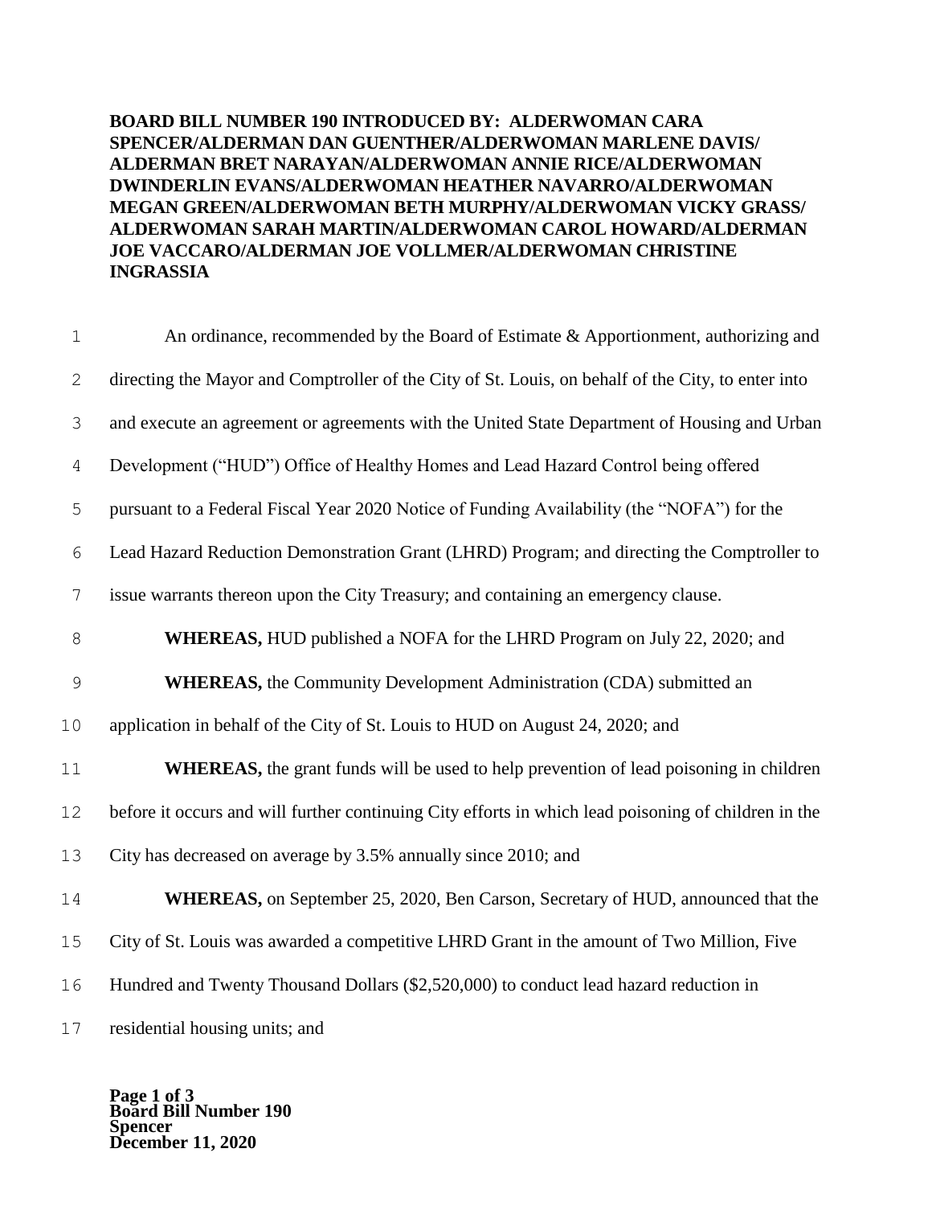**BOARD BILL NUMBER 190 INTRODUCED BY: ALDERWOMAN CARA SPENCER/ALDERMAN DAN GUENTHER/ALDERWOMAN MARLENE DAVIS/ ALDERMAN BRET NARAYAN/ALDERWOMAN ANNIE RICE/ALDERWOMAN DWINDERLIN EVANS/ALDERWOMAN HEATHER NAVARRO/ALDERWOMAN MEGAN GREEN/ALDERWOMAN BETH MURPHY/ALDERWOMAN VICKY GRASS/ ALDERWOMAN SARAH MARTIN/ALDERWOMAN CAROL HOWARD/ALDERMAN JOE VACCARO/ALDERMAN JOE VOLLMER/ALDERWOMAN CHRISTINE INGRASSIA**

An ordinance, recommended by the Board of Estimate & Apportionment, authorizing and directing the Mayor and Comptroller of the City of St. Louis, on behalf of the City, to enter into and execute an agreement or agreements with the United State Department of Housing and Urban Development ("HUD") Office of Healthy Homes and Lead Hazard Control being offered pursuant to a Federal Fiscal Year 2020 Notice of Funding Availability (the "NOFA") for the Lead Hazard Reduction Demonstration Grant (LHRD) Program; and directing the Comptroller to issue warrants thereon upon the City Treasury; and containing an emergency clause.

**WHEREAS,** HUD published a NOFA for the LHRD Program on July 22, 2020; and

**WHEREAS,** the Community Development Administration (CDA) submitted an application in behalf of the City of St. Louis to HUD on August 24, 2020; and

**WHEREAS,** the grant funds will be used to help prevention of lead poisoning in children before it occurs and will further continuing City efforts in which lead poisoning of children in the City has decreased on average by 3.5% annually since 2010; and

**WHEREAS,** on September 25, 2020, Ben Carson, Secretary of HUD, announced that the City of St. Louis was awarded a competitive LHRD Grant in the amount of Two Million, Five Hundred and Twenty Thousand Dollars ($2,520,000) to conduct lead hazard reduction in residential housing units; and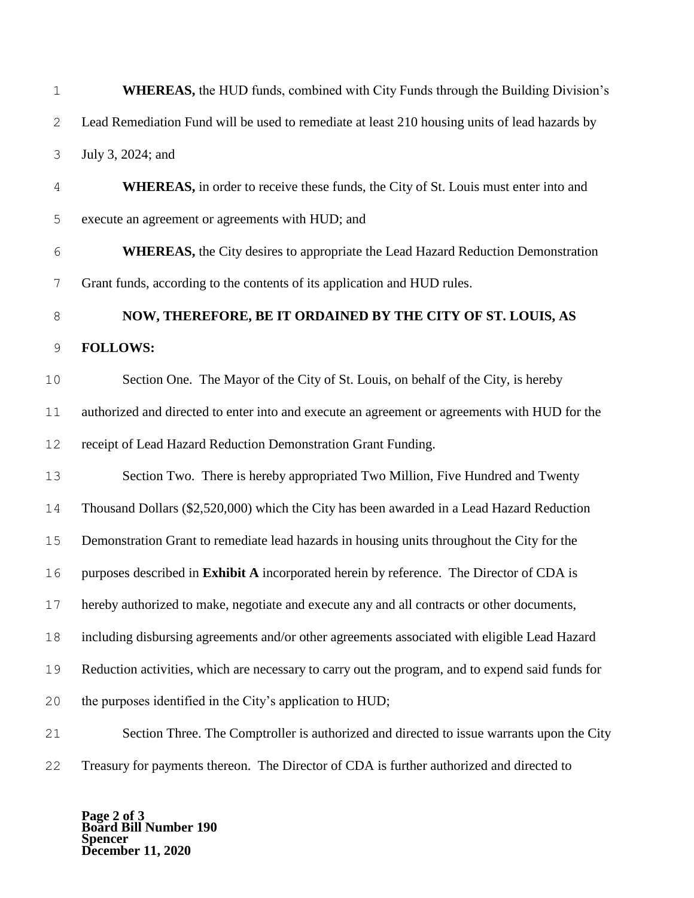**WHEREAS,** the HUD funds, combined with City Funds through the Building Division's Lead Remediation Fund will be used to remediate at least 210 housing units of lead hazards by July 3, 2024; and

**WHEREAS,** in order to receive these funds, the City of St. Louis must enter into and execute an agreement or agreements with HUD; and

**WHEREAS,** the City desires to appropriate the Lead Hazard Reduction Demonstration Grant funds, according to the contents of its application and HUD rules.

**NOW, THEREFORE, BE IT ORDAINED BY THE CITY OF ST. LOUIS, AS FOLLOWS:**

Section One. The Mayor of the City of St. Louis, on behalf of the City, is hereby authorized and directed to enter into and execute an agreement or agreements with HUD for the receipt of Lead Hazard Reduction Demonstration Grant Funding.

Section Two. There is hereby appropriated Two Million, Five Hundred and Twenty Thousand Dollars ($2,520,000) which the City has been awarded in a Lead Hazard Reduction Demonstration Grant to remediate lead hazards in housing units throughout the City for the purposes described in **Exhibit A** incorporated herein by reference. The Director of CDA is hereby authorized to make, negotiate and execute any and all contracts or other documents, including disbursing agreements and/or other agreements associated with eligible Lead Hazard Reduction activities, which are necessary to carry out the program, and to expend said funds for the purposes identified in the City's application to HUD;

Section Three. The Comptroller is authorized and directed to issue warrants upon the City Treasury for payments thereon. The Director of CDA is further authorized and directed to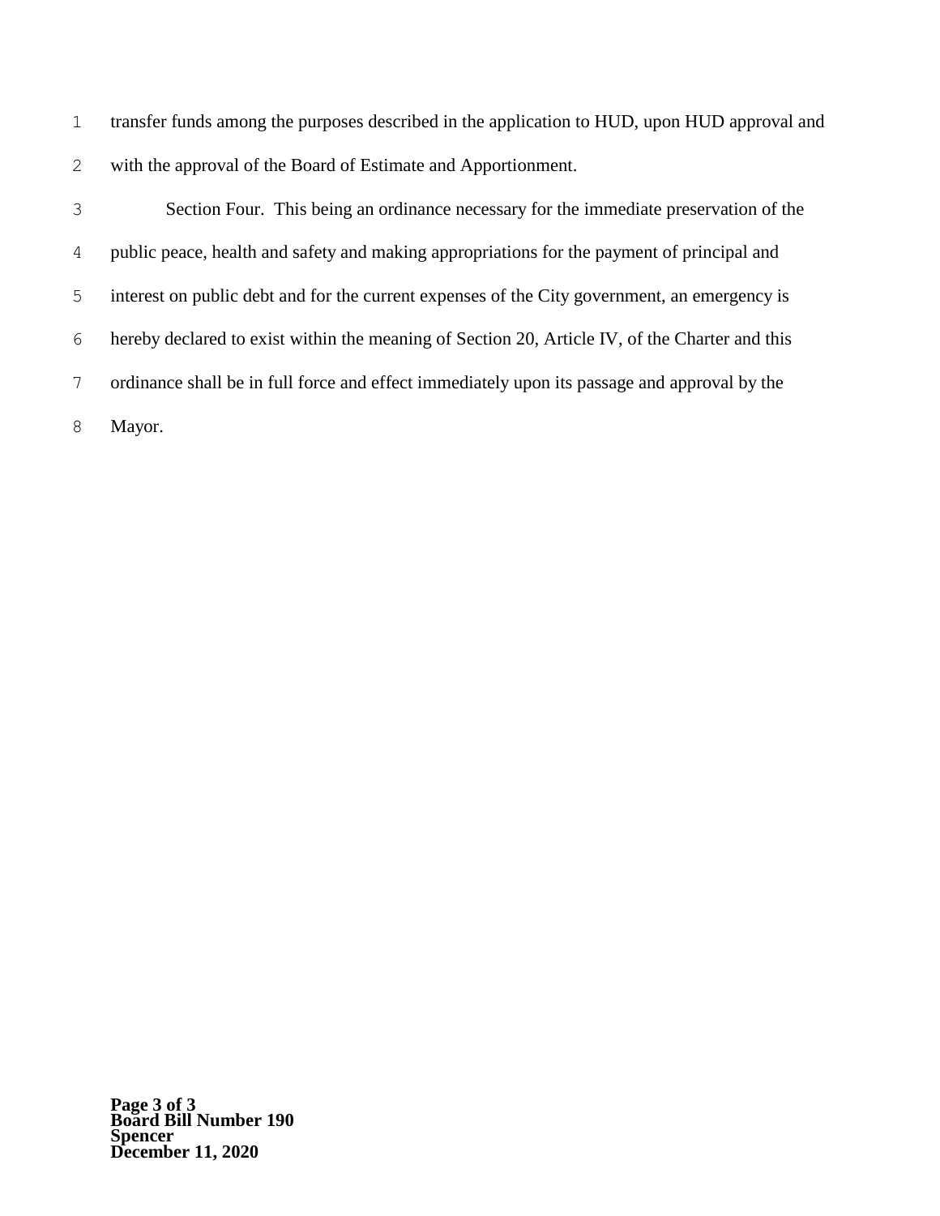transfer funds among the purposes described in the application to HUD, upon HUD approval and with the approval of the Board of Estimate and Apportionment.

Section Four. This being an ordinance necessary for the immediate preservation of the public peace, health and safety and making appropriations for the payment of principal and interest on public debt and for the current expenses of the City government, an emergency is hereby declared to exist within the meaning of Section 20, Article IV, of the Charter and this ordinance shall be in full force and effect immediately upon its passage and approval by the Mayor.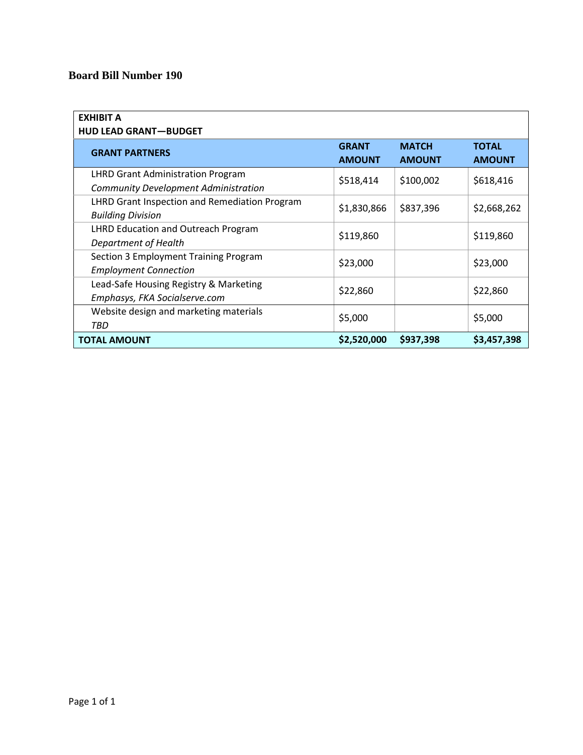**Board Bill Number 190**

| EXHIBIT A<br>HUD LEAD GRANT—BUDGET | | | |
|---|---|---|---|
| **GRANT PARTNERS** | **GRANT AMOUNT** | **MATCH AMOUNT** | **TOTAL AMOUNT** |
| LHRD Grant Administration Program<br>*Community Development Administration* | $518,414 | $100,002 | $618,416 |
| LHRD Grant Inspection and Remediation Program<br>*Building Division* | $1,830,866 | $837,396 | $2,668,262 |
| LHRD Education and Outreach Program<br>*Department of Health* | $119,860 | | $119,860 |
| Section 3 Employment Training Program<br>*Employment Connection* | $23,000 | | $23,000 |
| Lead-Safe Housing Registry & Marketing<br>*Emphasys, FKA Socialserve.com* | $22,860 | | $22,860 |
| Website design and marketing materials<br>*TBD* | $5,000 | | $5,000 |
| **TOTAL AMOUNT** | **$2,520,000** | **$937,398** | **$3,457,398** |